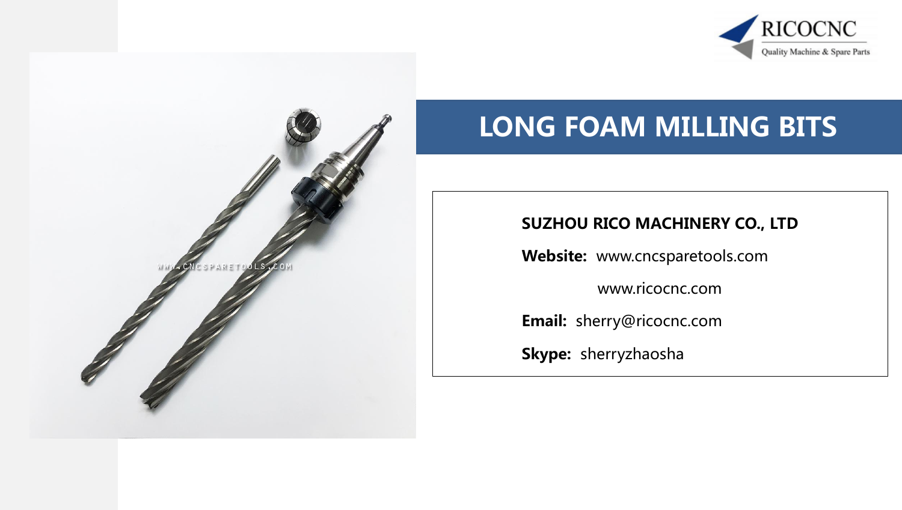RICOCNC

Quality Machine & Spare Parts

# LONG FOAM MILLING BITS

**SUZHOU RICO MACHINERY CO., LTD**

**Website:** www.cncsparetools.com

www.ricocnc.com

**Email:** sherry@ricocnc.com

**Skype:** sherryzhaosha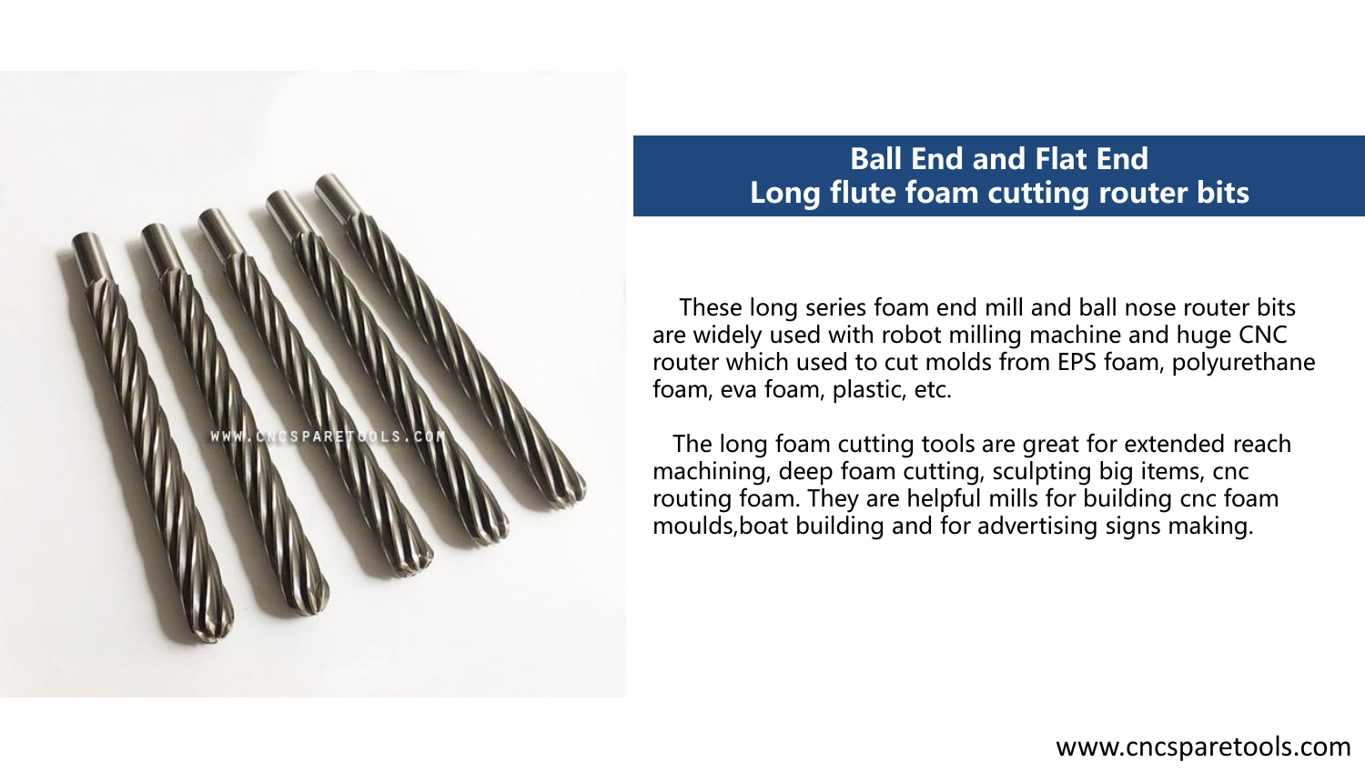## Ball End and Flat End
## Long flute foam cutting router bits

These long series foam end mill and ball nose router bits are widely used with robot milling machine and huge CNC router which used to cut molds from EPS foam, polyurethane foam, eva foam, plastic, etc.

The long foam cutting tools are great for extended reach machining, deep foam cutting, sculpting big items, cnc routing foam. They are helpful mills for building cnc foam moulds,boat building and for advertising signs making.

www.cncsparetools.com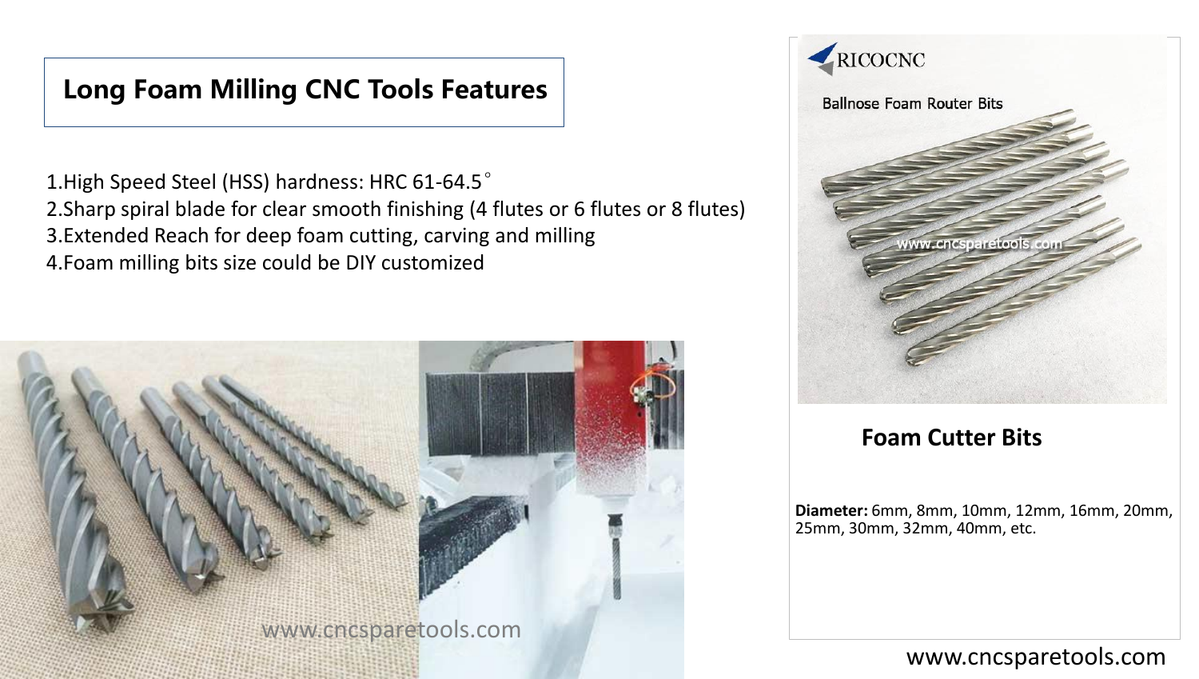# Long Foam Milling CNC Tools Features

1.High Speed Steel (HSS) hardness: HRC 61-64.5°
2.Sharp spiral blade for clear smooth finishing (4 flutes or 6 flutes or 8 flutes)
3.Extended Reach for deep foam cutting, carving and milling
4.Foam milling bits size could be DIY customized

## Foam Cutter Bits

**Diameter:** 6mm, 8mm, 10mm, 12mm, 16mm, 20mm, 25mm, 30mm, 32mm, 40mm, etc.

www.cncsparetools.com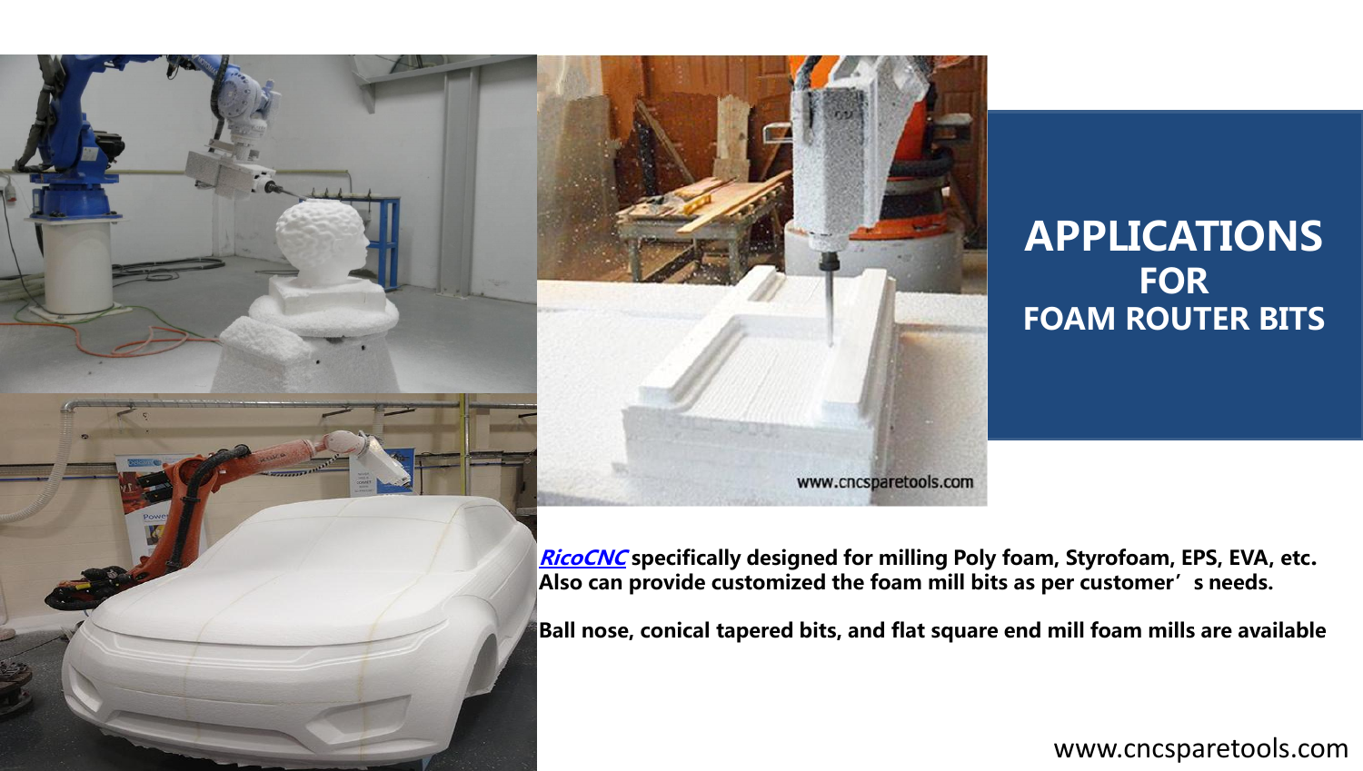# APPLICATIONS
## FOR
## FOAM ROUTER BITS

**[RicoCNC](#) specifically designed for milling Poly foam, Styrofoam, EPS, EVA, etc. Also can provide customized the foam mill bits as per customer's needs.**

**Ball nose, conical tapered bits, and flat square end mill foam mills are available**

www.cncsparetools.com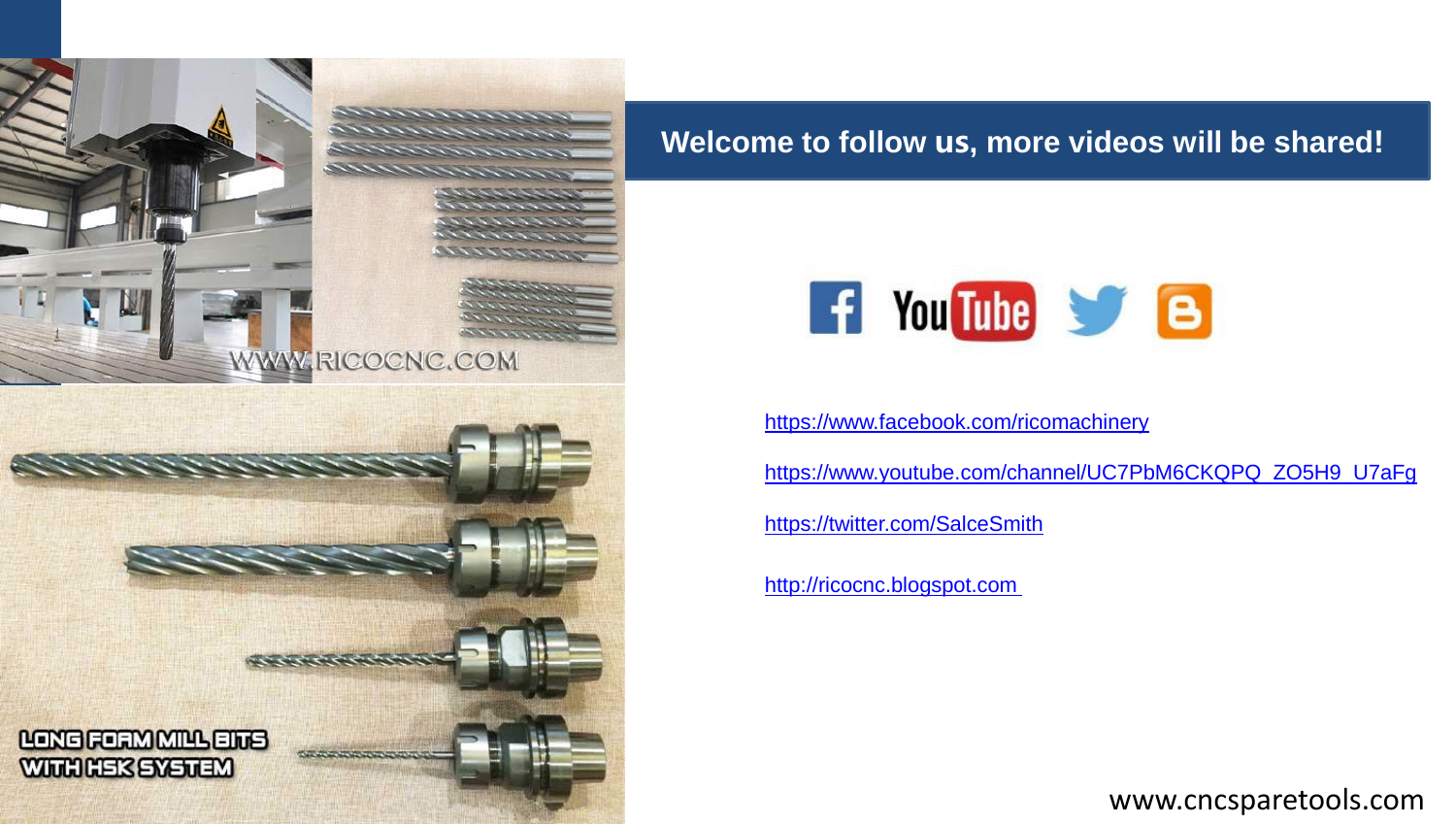## Welcome to follow us, more videos will be shared!

https://www.facebook.com/ricomachinery

https://www.youtube.com/channel/UC7PbM6CKQPQ_ZO5H9_U7aFg

https://twitter.com/SalceSmith

http://ricocnc.blogspot.com

www.cncsparetools.com